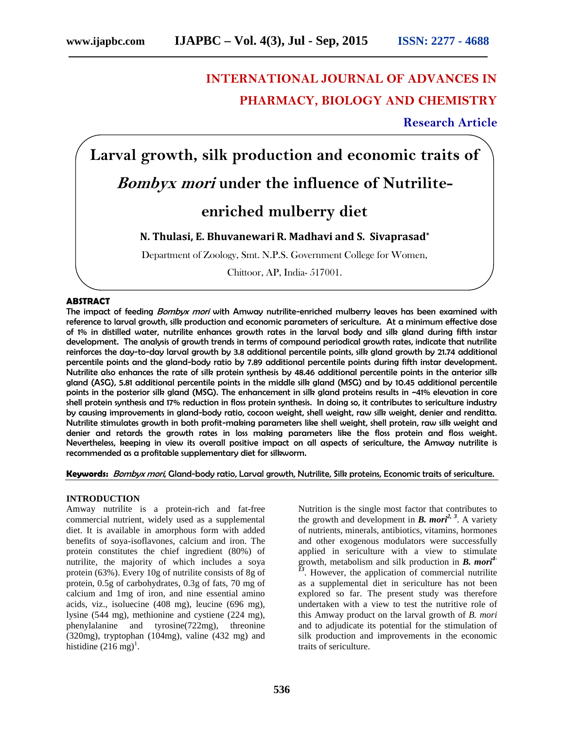# INTERNATIONAL JOURNAL OF ADVANCES IN PHARMACY, BIOLOGY AND CHEMISTRY

**Research Article**

# Larval growth, silk production and economic traits of *Bombyx mori* under the influence of Nutrilite-enriched mulberry diet

**N. Thulasi, E. Bhuvanewari R. Madhavi and S. Sivaprasad***

Department of Zoology, Smt. N.P.S. Government College for Women,

Chittoor, AP, India- 517001.

## ABSTRACT

**The impact of feeding *Bombyx mori* with Amway nutrilite-enriched mulberry leaves has been examined with reference to larval growth, silk production and economic parameters of sericulture. At a minimum effective dose of 1% in distilled water, nutrilite enhances growth rates in the larval body and silk gland during fifth instar development. The analysis of growth trends in terms of compound periodical growth rates, indicate that nutrilite reinforces the day-to-day larval growth by 3.8 additional percentile points, silk gland growth by 21.74 additional percentile points and the gland-body ratio by 7.89 additional percentile points during fifth instar development. Nutrilite also enhances the rate of silk protein synthesis by 48.46 additional percentile points in the anterior silk gland (ASG), 5.81 additional percentile points in the middle silk gland (MSG) and by 10.45 additional percentile points in the posterior silk gland (MSG). The enhancement in silk gland proteins results in ~41% elevation in core shell protein synthesis and 17% reduction in floss protein synthesis. In doing so, it contributes to sericulture industry by causing improvements in gland-body ratio, cocoon weight, shell weight, raw silk weight, denier and renditta. Nutrilite stimulates growth in both profit-making parameters like shell weight, shell protein, raw silk weight and denier and retards the growth rates in loss making parameters like the floss protein and floss weight. Nevertheless, keeping in view its overall positive impact on all aspects of sericulture, the Amway nutrilite is recommended as a profitable supplementary diet for silkworm.**

**Keywords:** *Bombyx mori*, Gland-body ratio, Larval growth, Nutrilite, Silk proteins, Economic traits of sericulture.

## INTRODUCTION

Amway nutrilite is a protein-rich and fat-free commercial nutrient, widely used as a supplemental diet. It is available in amorphous form with added benefits of soya-isoflavones, calcium and iron. The protein constitutes the chief ingredient (80%) of nutrilite, the majority of which includes a soya protein (63%). Every 10g of nutrilite consists of 8g of protein, 0.5g of carbohydrates, 0.3g of fats, 70 mg of calcium and 1mg of iron, and nine essential amino acids, viz., isoluecine (408 mg), leucine (696 mg), lysine (544 mg), methionine and cystiene (224 mg), phenylalanine and tyrosine(722mg), threonine (320mg), tryptophan (104mg), valine (432 mg) and histidine (216 mg)[1].

Nutrition is the single most factor that contributes to the growth and development in ***B. mori***[2, 3]. A variety of nutrients, minerals, antibiotics, vitamins, hormones and other exogenous modulators were successfully applied in sericulture with a view to stimulate growth, metabolism and silk production in ***B. mori***[4-13]. However, the application of commercial nutrilite as a supplemental diet in sericulture has not been explored so far. The present study was therefore undertaken with a view to test the nutritive role of this Amway product on the larval growth of *B. mori* and to adjudicate its potential for the stimulation of silk production and improvements in the economic traits of sericulture.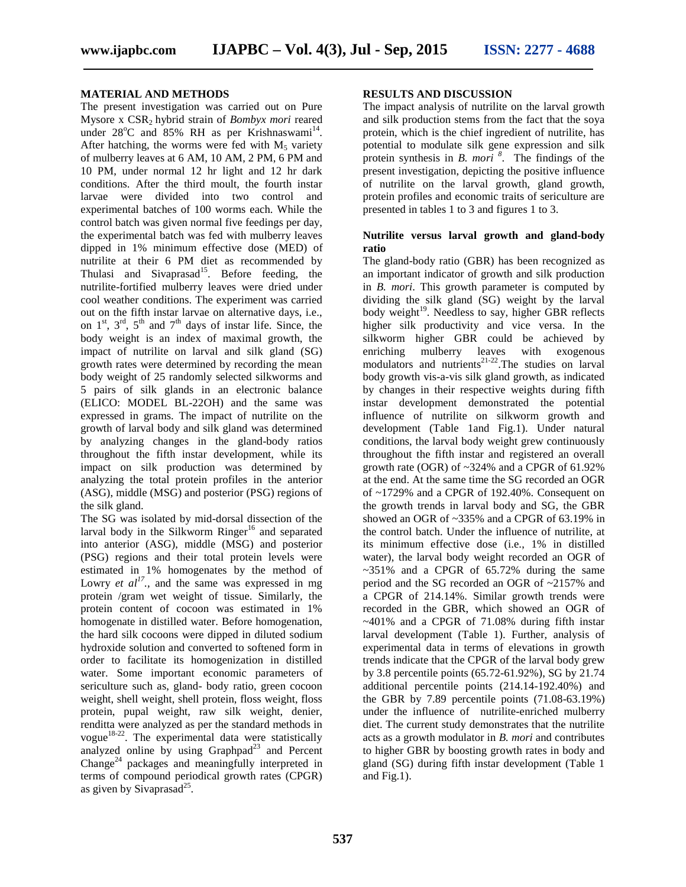## MATERIAL AND METHODS

The present investigation was carried out on Pure Mysore x $CSR_2$ hybrid strain of *Bombyx mori* reared under 28°C and 85% RH as per Krishnaswami[14]. After hatching, the worms were fed with $M_5$ variety of mulberry leaves at 6 AM, 10 AM, 2 PM, 6 PM and 10 PM, under normal 12 hr light and 12 hr dark conditions. After the third moult, the fourth instar larvae were divided into two control and experimental batches of 100 worms each. While the control batch was given normal five feedings per day, the experimental batch was fed with mulberry leaves dipped in 1% minimum effective dose (MED) of nutrilite at their 6 PM diet as recommended by Thulasi and Sivaprasad[15]. Before feeding, the nutrilite-fortified mulberry leaves were dried under cool weather conditions. The experiment was carried out on the fifth instar larvae on alternative days, i.e., on 1st, 3rd, 5th and 7th days of instar life. Since, the body weight is an index of maximal growth, the impact of nutrilite on larval and silk gland (SG) growth rates were determined by recording the mean body weight of 25 randomly selected silkworms and 5 pairs of silk glands in an electronic balance (ELICO: MODEL BL-22OH) and the same was expressed in grams. The impact of nutrilite on the growth of larval body and silk gland was determined by analyzing changes in the gland-body ratios throughout the fifth instar development, while its impact on silk production was determined by analyzing the total protein profiles in the anterior (ASG), middle (MSG) and posterior (PSG) regions of the silk gland.

The SG was isolated by mid-dorsal dissection of the larval body in the Silkworm Ringer[16] and separated into anterior (ASG), middle (MSG) and posterior (PSG) regions and their total protein levels were estimated in 1% homogenates by the method of Lowry *et al*[17]., and the same was expressed in mg protein /gram wet weight of tissue. Similarly, the protein content of cocoon was estimated in 1% homogenate in distilled water. Before homogenation, the hard silk cocoons were dipped in diluted sodium hydroxide solution and converted to softened form in order to facilitate its homogenization in distilled water. Some important economic parameters of sericulture such as, gland- body ratio, green cocoon weight, shell weight, shell protein, floss weight, floss protein, pupal weight, raw silk weight, denier, renditta were analyzed as per the standard methods in vogue[18-22]. The experimental data were statistically analyzed online by using Graphpad[23] and Percent Change[24] packages and meaningfully interpreted in terms of compound periodical growth rates (CPGR) as given by Sivaprasad[25].

## RESULTS AND DISCUSSION

The impact analysis of nutrilite on the larval growth and silk production stems from the fact that the soya protein, which is the chief ingredient of nutrilite, has potential to modulate silk gene expression and silk protein synthesis in *B. mori* [8]. The findings of the present investigation, depicting the positive influence of nutrilite on the larval growth, gland growth, protein profiles and economic traits of sericulture are presented in tables 1 to 3 and figures 1 to 3.

### Nutrilite versus larval growth and gland-body ratio

The gland-body ratio (GBR) has been recognized as an important indicator of growth and silk production in *B. mori*. This growth parameter is computed by dividing the silk gland (SG) weight by the larval body weight[19]. Needless to say, higher GBR reflects higher silk productivity and vice versa. In the silkworm higher GBR could be achieved by enriching mulberry leaves with exogenous modulators and nutrients[21-22].The studies on larval body growth vis-a-vis silk gland growth, as indicated by changes in their respective weights during fifth instar development demonstrated the potential influence of nutrilite on silkworm growth and development (Table 1and Fig.1). Under natural conditions, the larval body weight grew continuously throughout the fifth instar and registered an overall growth rate (OGR) of ~324% and a CPGR of 61.92% at the end. At the same time the SG recorded an OGR of ~1729% and a CPGR of 192.40%. Consequent on the growth trends in larval body and SG, the GBR showed an OGR of ~335% and a CPGR of 63.19% in the control batch. Under the influence of nutrilite, at its minimum effective dose (i.e., 1% in distilled water), the larval body weight recorded an OGR of ~351% and a CPGR of 65.72% during the same period and the SG recorded an OGR of ~2157% and a CPGR of 214.14%. Similar growth trends were recorded in the GBR, which showed an OGR of ~401% and a CPGR of 71.08% during fifth instar larval development (Table 1). Further, analysis of experimental data in terms of elevations in growth trends indicate that the CPGR of the larval body grew by 3.8 percentile points (65.72-61.92%), SG by 21.74 additional percentile points (214.14-192.40%) and the GBR by 7.89 percentile points (71.08-63.19%) under the influence of nutrilite-enriched mulberry diet. The current study demonstrates that the nutrilite acts as a growth modulator in *B. mori* and contributes to higher GBR by boosting growth rates in body and gland (SG) during fifth instar development (Table 1 and Fig.1).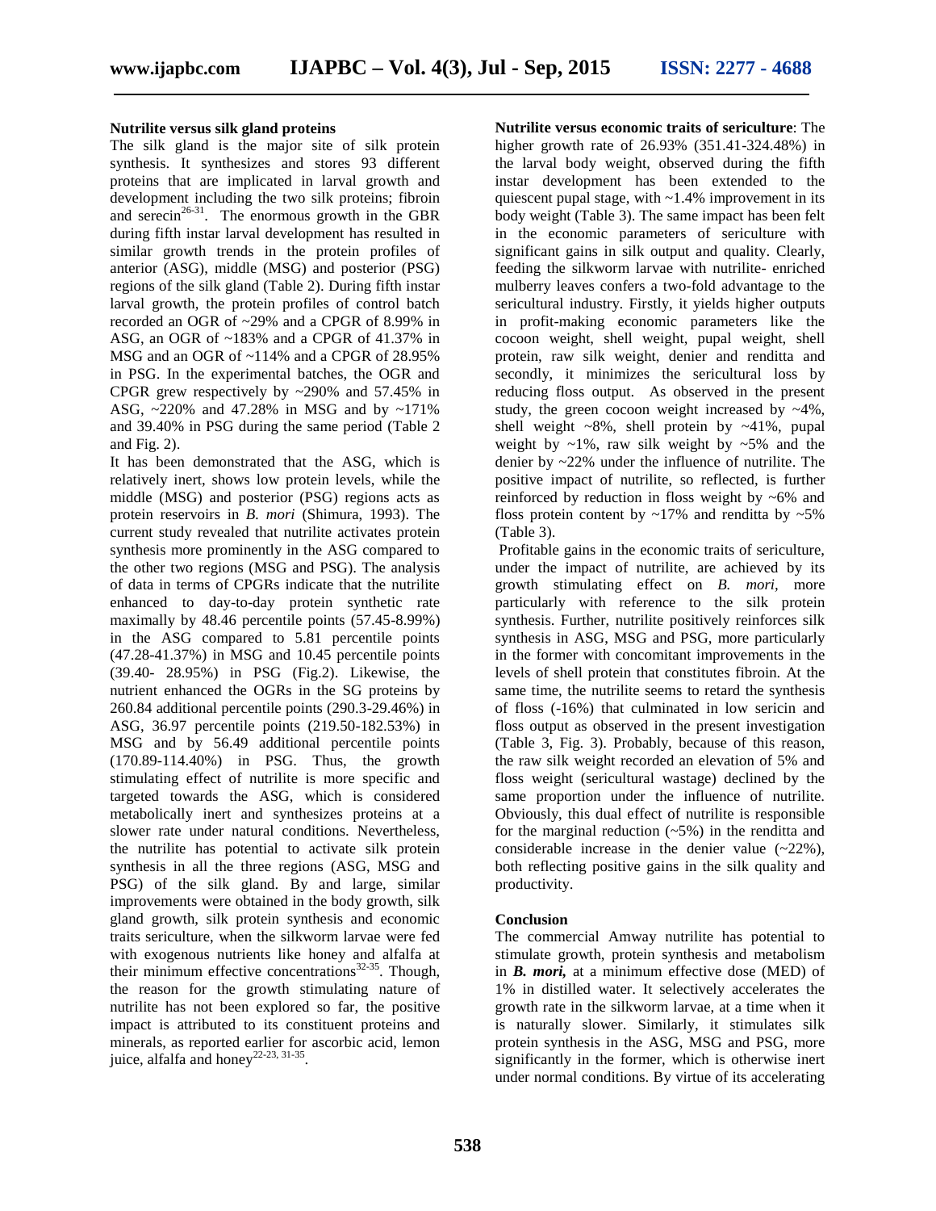**Nutrilite versus silk gland proteins**

The silk gland is the major site of silk protein synthesis. It synthesizes and stores 93 different proteins that are implicated in larval growth and development including the two silk proteins; fibroin and serecin[26-31]. The enormous growth in the GBR during fifth instar larval development has resulted in similar growth trends in the protein profiles of anterior (ASG), middle (MSG) and posterior (PSG) regions of the silk gland (Table 2). During fifth instar larval growth, the protein profiles of control batch recorded an OGR of ~29% and a CPGR of 8.99% in ASG, an OGR of ~183% and a CPGR of 41.37% in MSG and an OGR of ~114% and a CPGR of 28.95% in PSG. In the experimental batches, the OGR and CPGR grew respectively by ~290% and 57.45% in ASG, ~220% and 47.28% in MSG and by ~171% and 39.40% in PSG during the same period (Table 2 and Fig. 2).

It has been demonstrated that the ASG, which is relatively inert, shows low protein levels, while the middle (MSG) and posterior (PSG) regions acts as protein reservoirs in *B. mori* (Shimura, 1993). The current study revealed that nutrilite activates protein synthesis more prominently in the ASG compared to the other two regions (MSG and PSG). The analysis of data in terms of CPGRs indicate that the nutrilite enhanced to day-to-day protein synthetic rate maximally by 48.46 percentile points (57.45-8.99%) in the ASG compared to 5.81 percentile points (47.28-41.37%) in MSG and 10.45 percentile points (39.40- 28.95%) in PSG (Fig.2). Likewise, the nutrient enhanced the OGRs in the SG proteins by 260.84 additional percentile points (290.3-29.46%) in ASG, 36.97 percentile points (219.50-182.53%) in MSG and by 56.49 additional percentile points (170.89-114.40%) in PSG. Thus, the growth stimulating effect of nutrilite is more specific and targeted towards the ASG, which is considered metabolically inert and synthesizes proteins at a slower rate under natural conditions. Nevertheless, the nutrilite has potential to activate silk protein synthesis in all the three regions (ASG, MSG and PSG) of the silk gland. By and large, similar improvements were obtained in the body growth, silk gland growth, silk protein synthesis and economic traits sericulture, when the silkworm larvae were fed with exogenous nutrients like honey and alfalfa at their minimum effective concentrations[32-35]. Though, the reason for the growth stimulating nature of nutrilite has not been explored so far, the positive impact is attributed to its constituent proteins and minerals, as reported earlier for ascorbic acid, lemon juice, alfalfa and honey[22-23, 31-35].

**Nutrilite versus economic traits of sericulture**: The higher growth rate of 26.93% (351.41-324.48%) in the larval body weight, observed during the fifth instar development has been extended to the quiescent pupal stage, with ~1.4% improvement in its body weight (Table 3). The same impact has been felt in the economic parameters of sericulture with significant gains in silk output and quality. Clearly, feeding the silkworm larvae with nutrilite- enriched mulberry leaves confers a two-fold advantage to the sericultural industry. Firstly, it yields higher outputs in profit-making economic parameters like the cocoon weight, shell weight, pupal weight, shell protein, raw silk weight, denier and renditta and secondly, it minimizes the sericultural loss by reducing floss output. As observed in the present study, the green cocoon weight increased by ~4%, shell weight ~8%, shell protein by ~41%, pupal weight by ~1%, raw silk weight by ~5% and the denier by ~22% under the influence of nutrilite. The positive impact of nutrilite, so reflected, is further reinforced by reduction in floss weight by ~6% and floss protein content by ~17% and renditta by ~5% (Table 3).

Profitable gains in the economic traits of sericulture, under the impact of nutrilite, are achieved by its growth stimulating effect on *B. mori*, more particularly with reference to the silk protein synthesis. Further, nutrilite positively reinforces silk synthesis in ASG, MSG and PSG, more particularly in the former with concomitant improvements in the levels of shell protein that constitutes fibroin. At the same time, the nutrilite seems to retard the synthesis of floss (-16%) that culminated in low sericin and floss output as observed in the present investigation (Table 3, Fig. 3). Probably, because of this reason, the raw silk weight recorded an elevation of 5% and floss weight (sericultural wastage) declined by the same proportion under the influence of nutrilite. Obviously, this dual effect of nutrilite is responsible for the marginal reduction (~5%) in the renditta and considerable increase in the denier value (~22%), both reflecting positive gains in the silk quality and productivity.

**Conclusion**

The commercial Amway nutrilite has potential to stimulate growth, protein synthesis and metabolism in ***B. mori,*** at a minimum effective dose (MED) of 1% in distilled water. It selectively accelerates the growth rate in the silkworm larvae, at a time when it is naturally slower. Similarly, it stimulates silk protein synthesis in the ASG, MSG and PSG, more significantly in the former, which is otherwise inert under normal conditions. By virtue of its accelerating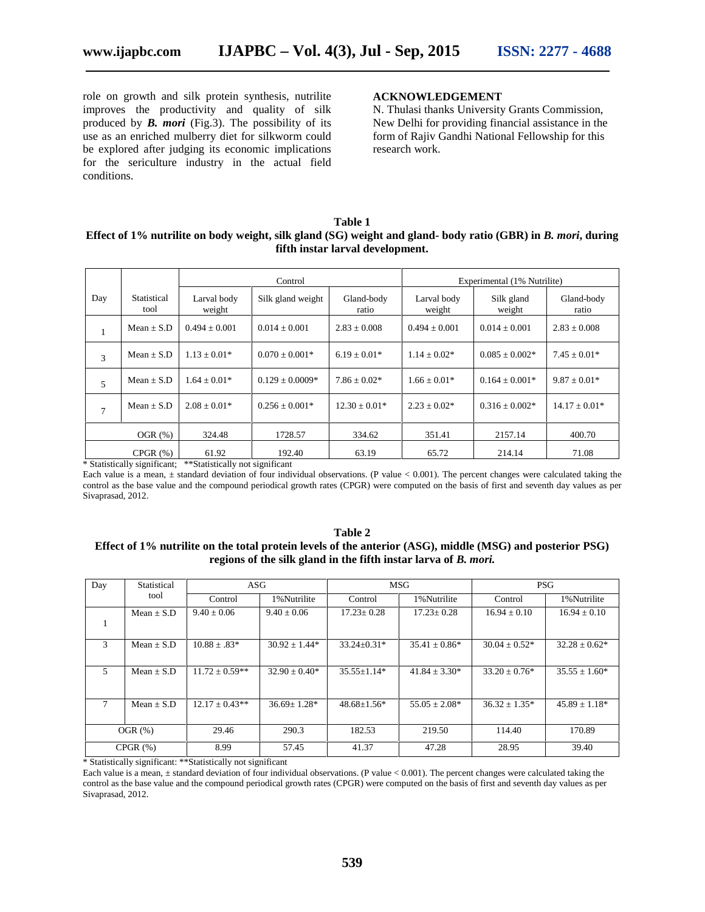role on growth and silk protein synthesis, nutrilite improves the productivity and quality of silk produced by ***B. mori*** (Fig.3). The possibility of its use as an enriched mulberry diet for silkworm could be explored after judging its economic implications for the sericulture industry in the actual field conditions.

## ACKNOWLEDGEMENT

N. Thulasi thanks University Grants Commission, New Delhi for providing financial assistance in the form of Rajiv Gandhi National Fellowship for this research work.

**Table 1**
**Effect of 1% nutrilite on body weight, silk gland (SG) weight and gland- body ratio (GBR) in *B. mori*, during fifth instar larval development.**

| Day | Statistical tool | Control | | | Experimental (1% Nutrilite) | | |
|---|---|---|---|---|---|---|---|
| | | Larval body weight | Silk gland weight | Gland-body ratio | Larval body weight | Silk gland weight | Gland-body ratio |
| 1 | Mean ± S.D | 0.494 ± 0.001 | 0.014 ± 0.001 | 2.83 ± 0.008 | 0.494 ± 0.001 | 0.014 ± 0.001 | 2.83 ± 0.008 |
| 3 | Mean ± S.D | 1.13 ± 0.01* | 0.070 ± 0.001* | 6.19 ± 0.01* | 1.14 ± 0.02* | 0.085 ± 0.002* | 7.45 ± 0.01* |
| 5 | Mean ± S.D | 1.64 ± 0.01* | 0.129 ± 0.0009* | 7.86 ± 0.02* | 1.66 ± 0.01* | 0.164 ± 0.001* | 9.87 ± 0.01* |
| 7 | Mean ± S.D | 2.08 ± 0.01* | 0.256 ± 0.001* | 12.30 ± 0.01* | 2.23 ± 0.02* | 0.316 ± 0.002* | 14.17 ± 0.01* |
| OGR (%) | | 324.48 | 1728.57 | 334.62 | 351.41 | 2157.14 | 400.70 |
| CPGR (%) | | 61.92 | 192.40 | 63.19 | 65.72 | 214.14 | 71.08 |

* Statistically significant; **Statistically not significant

Each value is a mean, ± standard deviation of four individual observations. (P value < 0.001). The percent changes were calculated taking the control as the base value and the compound periodical growth rates (CPGR) were computed on the basis of first and seventh day values as per Sivaprasad, 2012.

**Table 2**
**Effect of 1% nutrilite on the total protein levels of the anterior (ASG), middle (MSG) and posterior PSG) regions of the silk gland in the fifth instar larva of *B. mori.***

| Day | Statistical tool | ASG | | MSG | | PSG | |
|---|---|---|---|---|---|---|---|
| | | Control | 1%Nutrilite | Control | 1%Nutrilite | Control | 1%Nutrilite |
| 1 | Mean ± S.D | 9.40 ± 0.06 | 9.40 ± 0.06 | 17.23± 0.28 | 17.23± 0.28 | 16.94 ± 0.10 | 16.94 ± 0.10 |
| 3 | Mean ± S.D | 10.88 ± .83* | 30.92 ± 1.44* | 33.24±0.31* | 35.41 ± 0.86* | 30.04 ± 0.52* | 32.28 ± 0.62* |
| 5 | Mean ± S.D | 11.72 ± 0.59** | 32.90 ± 0.40* | 35.55±1.14* | 41.84 ± 3.30* | 33.20 ± 0.76* | 35.55 ± 1.60* |
| 7 | Mean ± S.D | 12.17 ± 0.43** | 36.69± 1.28* | 48.68±1.56* | 55.05 ± 2.08* | 36.32 ± 1.35* | 45.89 ± 1.18* |
| OGR (%) | | 29.46 | 290.3 | 182.53 | 219.50 | 114.40 | 170.89 |
| CPGR (%) | | 8.99 | 57.45 | 41.37 | 47.28 | 28.95 | 39.40 |

* Statistically significant: **Statistically not significant

Each value is a mean, ± standard deviation of four individual observations. (P value < 0.001). The percent changes were calculated taking the control as the base value and the compound periodical growth rates (CPGR) were computed on the basis of first and seventh day values as per Sivaprasad, 2012.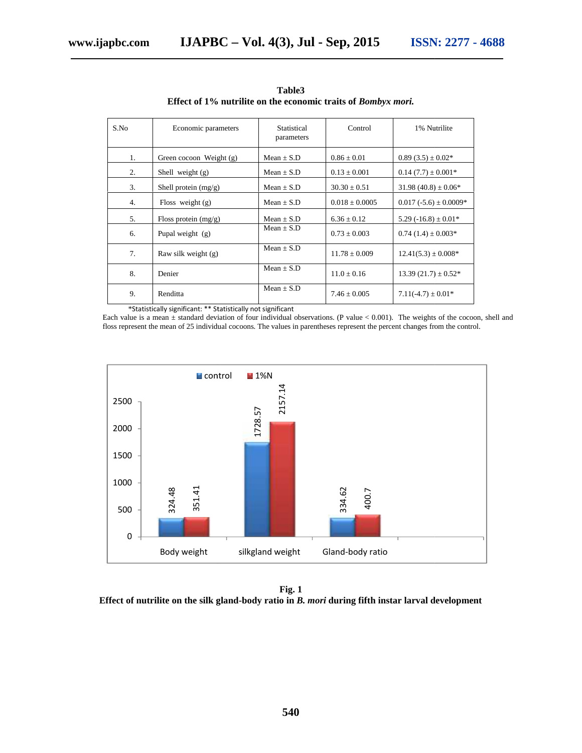**Table3**
**Effect of 1% nutrilite on the economic traits of *Bombyx mori.***

| S.No | Economic parameters | Statistical parameters | Control | 1% Nutrilite |
|---|---|---|---|---|
| 1. | Green cocoon Weight (g) | Mean ± S.D | 0.86 ± 0.01 | 0.89 (3.5) ± 0.02* |
| 2. | Shell weight (g) | Mean ± S.D | 0.13 ± 0.001 | 0.14 (7.7) ± 0.001* |
| 3. | Shell protein (mg/g) | Mean ± S.D | 30.30 ± 0.51 | 31.98 (40.8) ± 0.06* |
| 4. | Floss weight (g) | Mean ± S.D | 0.018 ± 0.0005 | 0.017 (-5.6) ± 0.0009* |
| 5. | Floss protein (mg/g) | Mean ± S.D | 6.36 ± 0.12 | 5.29 (-16.8) ± 0.01* |
| 6. | Pupal weight (g) | Mean ± S.D | 0.73 ± 0.003 | 0.74 (1.4) ± 0.003* |
| 7. | Raw silk weight (g) | Mean ± S.D | 11.78 ± 0.009 | 12.41(5.3) ± 0.008* |
| 8. | Denier | Mean ± S.D | 11.0 ± 0.16 | 13.39 (21.7) ± 0.52* |
| 9. | Renditta | Mean ± S.D | 7.46 ± 0.005 | 7.11(-4.7) ± 0.01* |

*Statistically significant: ** Statistically not significant

Each value is a mean ± standard deviation of four individual observations. (P value < 0.001). The weights of the cocoon, shell and floss represent the mean of 25 individual cocoons. The values in parentheses represent the percent changes from the control.

control
1%N

2500
2000
1500
1000
500
0

324.48
351.41
1728.57
2157.14
334.62
400.7

Body weight
silkgland weight
Gland-body ratio

**Fig. 1**
**Effect of nutrilite on the silk gland-body ratio in *B. mori* during fifth instar larval development**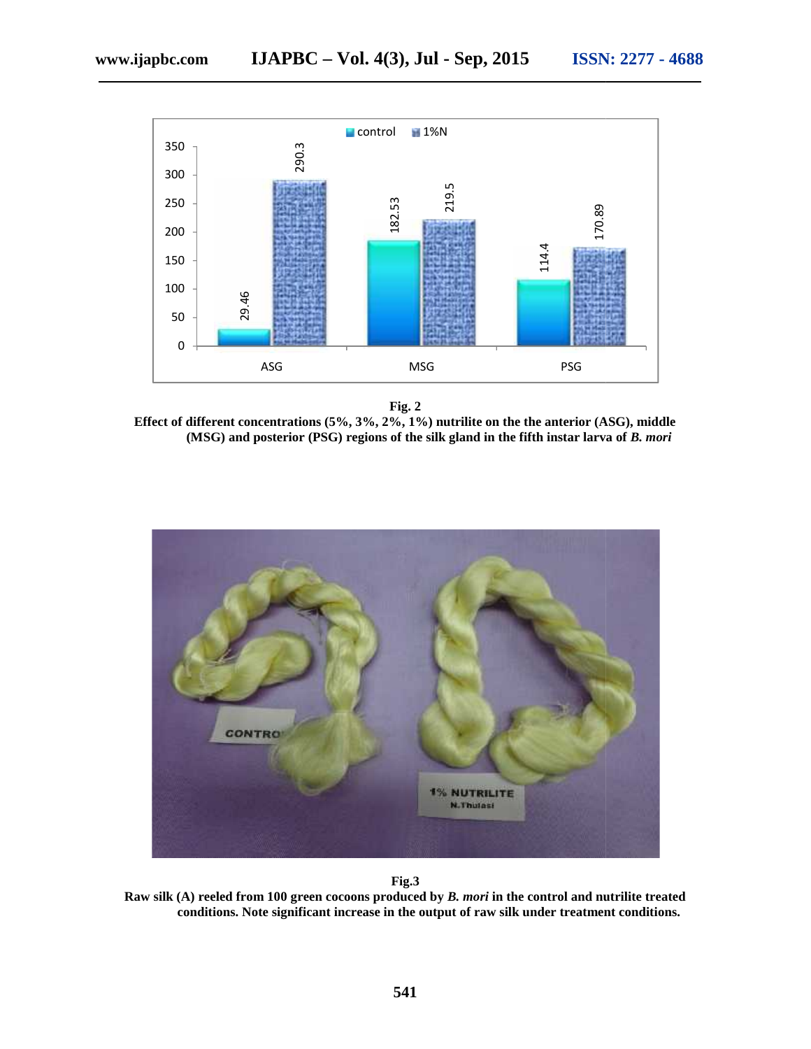control 1%N

350
300
250
200
150
100
50
0

29.46
290.3
182.53
219.5
114.4
170.89

ASG
MSG
PSG

**Fig. 2**

**Effect of different concentrations (5%, 3%, 2%, 1%) nutrilite on the the anterior (ASG), middle (MSG) and posterior (PSG) regions of the silk gland in the fifth instar larva of *B. mori***

CONTRO
1% NUTRILITE
N.Thulasi

**Fig.3**

**Raw silk (A) reeled from 100 green cocoons produced by *B. mori* in the control and nutrilite treated conditions. Note significant increase in the output of raw silk under treatment conditions.**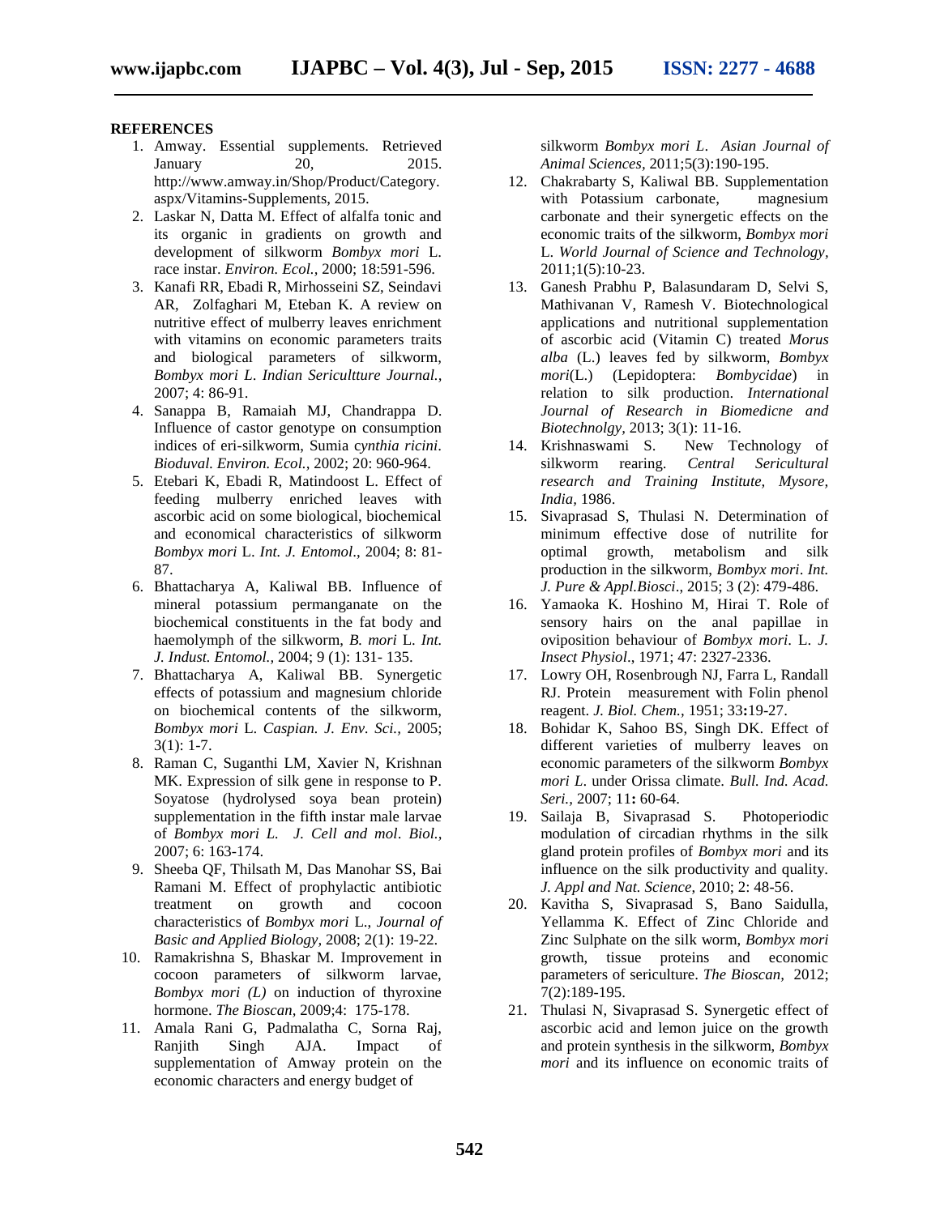## REFERENCES

1. Amway. Essential supplements. Retrieved January 20, 2015. http://www.amway.in/Shop/Product/Category.aspx/Vitamins-Supplements, 2015.
2. Laskar N, Datta M. Effect of alfalfa tonic and its organic in gradients on growth and development of silkworm *Bombyx mori* L. race instar. *Environ. Ecol.*, 2000; 18:591-596.
3. Kanafi RR, Ebadi R, Mirhosseini SZ, Seindavi AR, Zolfaghari M, Eteban K. A review on nutritive effect of mulberry leaves enrichment with vitamins on economic parameters traits and biological parameters of silkworm, *Bombyx mori L*. *Indian Sericultture Journal.*, 2007; 4: 86-91.
4. Sanappa B, Ramaiah MJ, Chandrappa D. Influence of castor genotype on consumption indices of eri-silkworm, Sumia c*ynthia ricini*. *Bioduval. Environ. Ecol.*, 2002; 20: 960-964.
5. Etebari K, Ebadi R, Matindoost L. Effect of feeding mulberry enriched leaves with ascorbic acid on some biological, biochemical and economical characteristics of silkworm *Bombyx mori* L. *Int. J. Entomol*., 2004; 8: 81-87.
6. Bhattacharya A, Kaliwal BB. Influence of mineral potassium permanganate on the biochemical constituents in the fat body and haemolymph of the silkworm, *B. mori* L. *Int. J. Indust. Entomol.*, 2004; 9 (1): 131- 135.
7. Bhattacharya A, Kaliwal BB. Synergetic effects of potassium and magnesium chloride on biochemical contents of the silkworm, *Bombyx mori* L. *Caspian. J. Env. Sci.*, 2005; 3(1): 1-7.
8. Raman C, Suganthi LM, Xavier N, Krishnan MK. Expression of silk gene in response to P. Soyatose (hydrolysed soya bean protein) supplementation in the fifth instar male larvae of *Bombyx mori L. J. Cell and mol. Biol.*, 2007; 6: 163-174.
9. Sheeba QF, Thilsath M, Das Manohar SS, Bai Ramani M. Effect of prophylactic antibiotic treatment on growth and cocoon characteristics of *Bombyx mori* L., *Journal of Basic and Applied Biology*, 2008; 2(1): 19-22.
10. Ramakrishna S, Bhaskar M. Improvement in cocoon parameters of silkworm larvae, *Bombyx mori (L)* on induction of thyroxine hormone. *The Bioscan*, 2009;4: 175-178.
11. Amala Rani G, Padmalatha C, Sorna Raj, Ranjith Singh AJA. Impact of supplementation of Amway protein on the economic characters and energy budget of silkworm *Bombyx mori L*. *Asian Journal of Animal Sciences*, 2011;5(3):190-195.
12. Chakrabarty S, Kaliwal BB. Supplementation with Potassium carbonate, magnesium carbonate and their synergetic effects on the economic traits of the silkworm, *Bombyx mori* L. *World Journal of Science and Technology*, 2011;1(5):10-23.
13. Ganesh Prabhu P, Balasundaram D, Selvi S, Mathivanan V, Ramesh V. Biotechnological applications and nutritional supplementation of ascorbic acid (Vitamin C) treated *Morus alba* (L.) leaves fed by silkworm, *Bombyx mori*(L.) (Lepidoptera: *Bombycidae*) in relation to silk production. *International Journal of Research in Biomedicne and Biotechnolgy*, 2013; 3(1): 11-16.
14. Krishnaswami S. New Technology of silkworm rearing. *Central Sericultural research and Training Institute, Mysore, India*, 1986.
15. Sivaprasad S, Thulasi N. Determination of minimum effective dose of nutrilite for optimal growth, metabolism and silk production in the silkworm, *Bombyx mori*. *Int. J. Pure & Appl.Biosci*., 2015; 3 (2): 479-486.
16. Yamaoka K. Hoshino M, Hirai T. Role of sensory hairs on the anal papillae in oviposition behaviour of *Bombyx mori*. L. *J. Insect Physiol*., 1971; 47: 2327-2336.
17. Lowry OH, Rosenbrough NJ, Farra L, Randall RJ. Protein measurement with Folin phenol reagent. *J. Biol. Chem.*, 1951; 33**:**19-27.
18. Bohidar K, Sahoo BS, Singh DK. Effect of different varieties of mulberry leaves on economic parameters of the silkworm *Bombyx mori L*. under Orissa climate. *Bull. Ind. Acad. Seri.*, 2007; 11**:** 60-64.
19. Sailaja B, Sivaprasad S. Photoperiodic modulation of circadian rhythms in the silk gland protein profiles of *Bombyx mori* and its influence on the silk productivity and quality. *J. Appl and Nat. Science*, 2010; 2: 48-56.
20. Kavitha S, Sivaprasad S, Bano Saidulla, Yellamma K. Effect of Zinc Chloride and Zinc Sulphate on the silk worm, *Bombyx mori* growth, tissue proteins and economic parameters of sericulture. *The Bioscan*, 2012; 7(2):189-195.
21. Thulasi N, Sivaprasad S. Synergetic effect of ascorbic acid and lemon juice on the growth and protein synthesis in the silkworm, *Bombyx mori* and its influence on economic traits of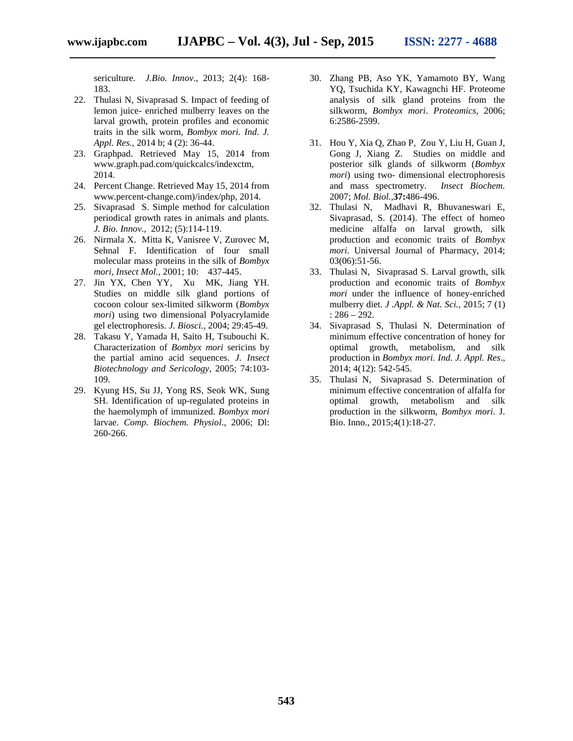sericulture. *J.Bio. Innov*., 2013; 2(4): 168-183.

22. Thulasi N, Sivaprasad S. Impact of feeding of lemon juice- enriched mulberry leaves on the larval growth, protein profiles and economic traits in the silk worm, *Bombyx mori. Ind. J. Appl. Res.,* 2014 b; 4 (2): 36-44.
23. Graphpad. Retrieved May 15, 2014 from www.graph.pad.com/quickcalcs/indexctm, 2014.
24. Percent Change. Retrieved May 15, 2014 from www.percent-change.com)/index/php, 2014.
25. Sivaprasad S. Simple method for calculation periodical growth rates in animals and plants. *J. Bio. Innov.,* 2012; (5):114-119.
26. Nirmala X. Mitta K, Vanisree V, Zurovec M, Sehnal F. Identification of four small molecular mass proteins in the silk of *Bombyx mori, Insect Mol.,* 2001; 10: 437-445.
27. Jin YX, Chen YY, Xu MK, Jiang YH. Studies on middle silk gland portions of cocoon colour sex-limited silkworm (*Bombyx mori*) using two dimensional Polyacrylamide gel electrophoresis. *J. Biosci.,* 2004; 29:45-49.
28. Takasu Y, Yamada H, Saito H, Tsubouchi K. Characterization of *Bombyx mori* sericins by the partial amino acid sequences. *J. Insect Biotechnology and Sericology,* 2005; 74:103-109.
29. Kyung HS, Su JJ, Yong RS, Seok WK, Sung SH. Identification of up-regulated proteins in the haemolymph of immunized. *Bombyx mori* larvae. *Comp. Biochem. Physiol*., 2006; Dl: 260-266.
30. Zhang PB, Aso YK, Yamamoto BY, Wang YQ, Tsuchida KY, Kawagnchi HF. Proteome analysis of silk gland proteins from the silkworm, *Bombyx mori*. *Proteomics,* 2006; 6:2586-2599.
31. Hou Y, Xia Q, Zhao P, Zou Y, Liu H, Guan J, Gong J, Xiang Z. Studies on middle and posterior silk glands of silkworm (*Bombyx mori*) using two- dimensional electrophoresis and mass spectrometry. *Insect Biochem.* 2007; *Mol. Biol.*,**37:**486-496.
32. Thulasi N, Madhavi R, Bhuvaneswari E, Sivaprasad, S. (2014). The effect of homeo medicine alfalfa on larval growth, silk production and economic traits of *Bombyx mori*. Universal Journal of Pharmacy, 2014; 03(06):51-56.
33. Thulasi N, Sivaprasad S. Larval growth, silk production and economic traits of *Bombyx mori* under the influence of honey-enriched mulberry diet. *J .Appl. & Nat. Sci.,* 2015; 7 (1) : 286 – 292.
34. Sivaprasad S, Thulasi N. Determination of minimum effective concentration of honey for optimal growth, metabolism, and silk production in *Bombyx mori. Ind. J. Appl. Res*., 2014; 4(12): 542-545.
35. Thulasi N, Sivaprasad S. Determination of minimum effective concentration of alfalfa for optimal growth, metabolism and silk production in the silkworm, *Bombyx mori*. J. Bio. Inno., 2015;4(1):18-27.